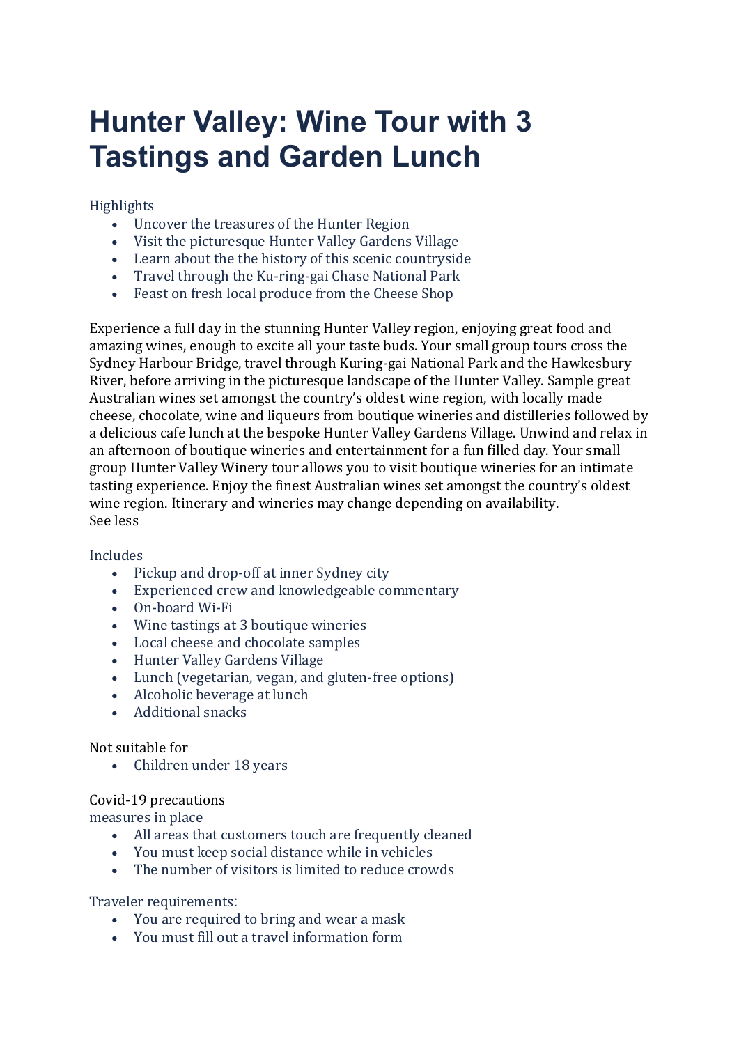# Hunter Valley: Wine Tour with 3 Tastings and Garden Lunch

Highlights

- Uncover the treasures of the Hunter Region
- Visit the picturesque Hunter Valley Gardens Village
- Learn about the the history of this scenic countryside
- Travel through the Ku-ring-gai Chase National Park
- Feast on fresh local produce from the Cheese Shop

Experience a full day in the stunning Hunter Valley region, enjoying great food and amazing wines, enough to excite all your taste buds. Your small group tours cross the Sydney Harbour Bridge, travel through Kuring-gai National Park and the Hawkesbury River, before arriving in the picturesque landscape of the Hunter Valley. Sample great Australian wines set amongst the country's oldest wine region, with locally made cheese, chocolate, wine and liqueurs from boutique wineries and distilleries followed by a delicious cafe lunch at the bespoke Hunter Valley Gardens Village. Unwind and relax in an afternoon of boutique wineries and entertainment for a fun filled day. Your small group Hunter Valley Winery tour allows you to visit boutique wineries for an intimate tasting experience. Enjoy the finest Australian wines set amongst the country's oldest wine region. Itinerary and wineries may change depending on availability.
See less

Includes

- Pickup and drop-off at inner Sydney city
- Experienced crew and knowledgeable commentary
- On-board Wi-Fi
- Wine tastings at 3 boutique wineries
- Local cheese and chocolate samples
- Hunter Valley Gardens Village
- Lunch (vegetarian, vegan, and gluten-free options)
- Alcoholic beverage at lunch
- Additional snacks

Not suitable for

- Children under 18 years

Covid-19 precautions
measures in place

- All areas that customers touch are frequently cleaned
- You must keep social distance while in vehicles
- The number of visitors is limited to reduce crowds

Traveler requirements:

- You are required to bring and wear a mask
- You must fill out a travel information form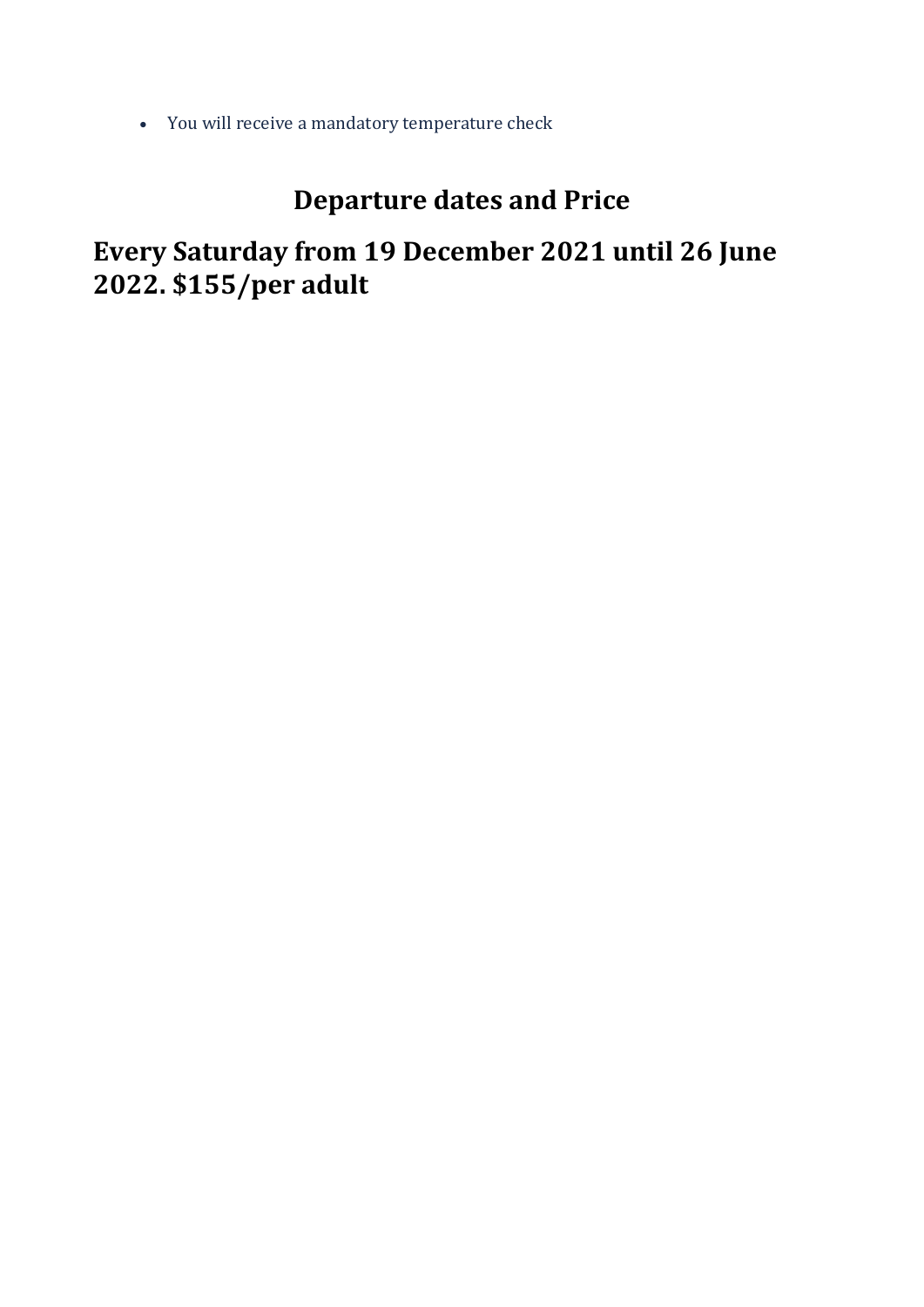- You will receive a mandatory temperature check

## Departure dates and Price

# Every Saturday from 19 December 2021 until 26 June 2022. $155/per adult